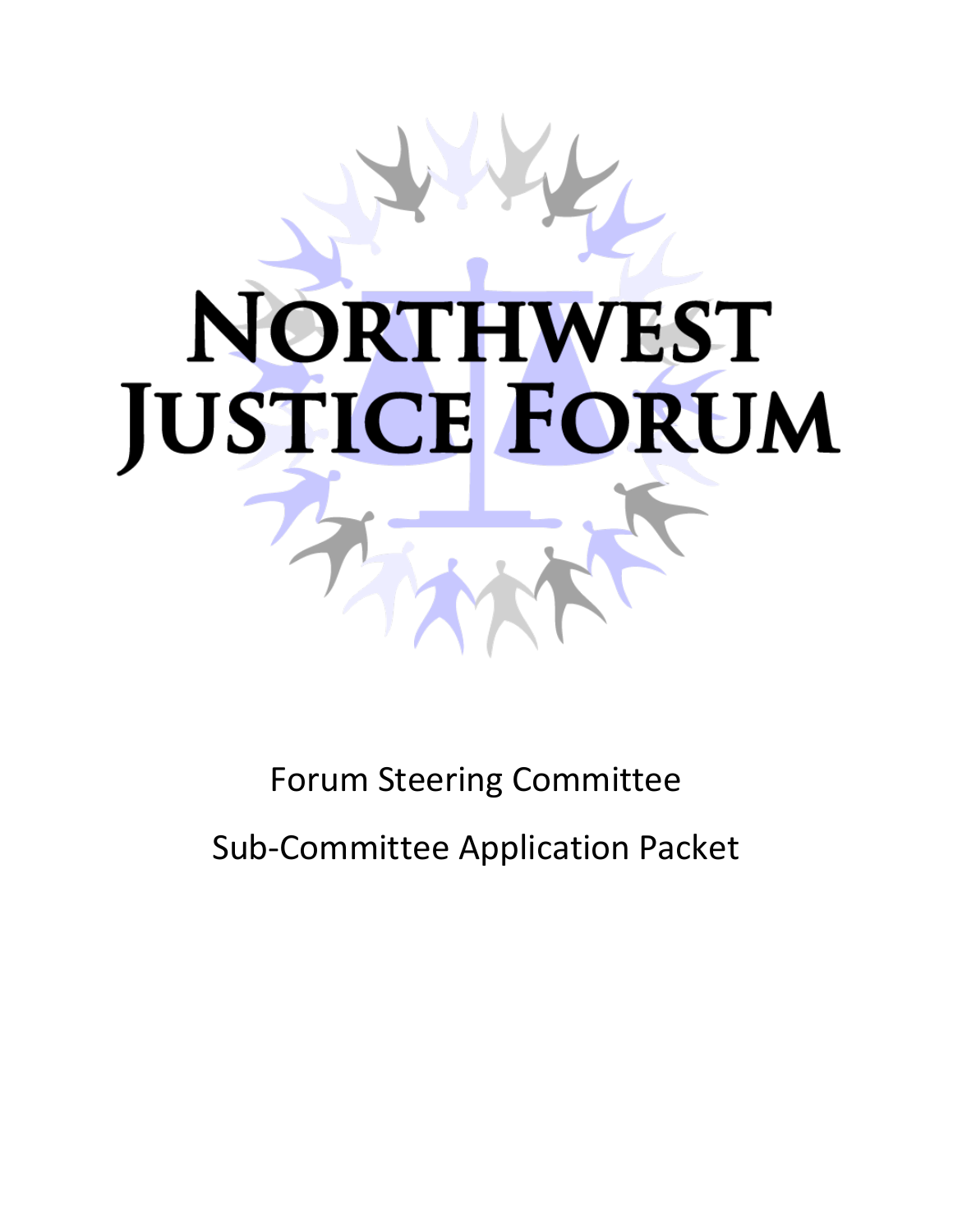# Northwest Justice Forum

Forum Steering Committee

Sub-Committee Application Packet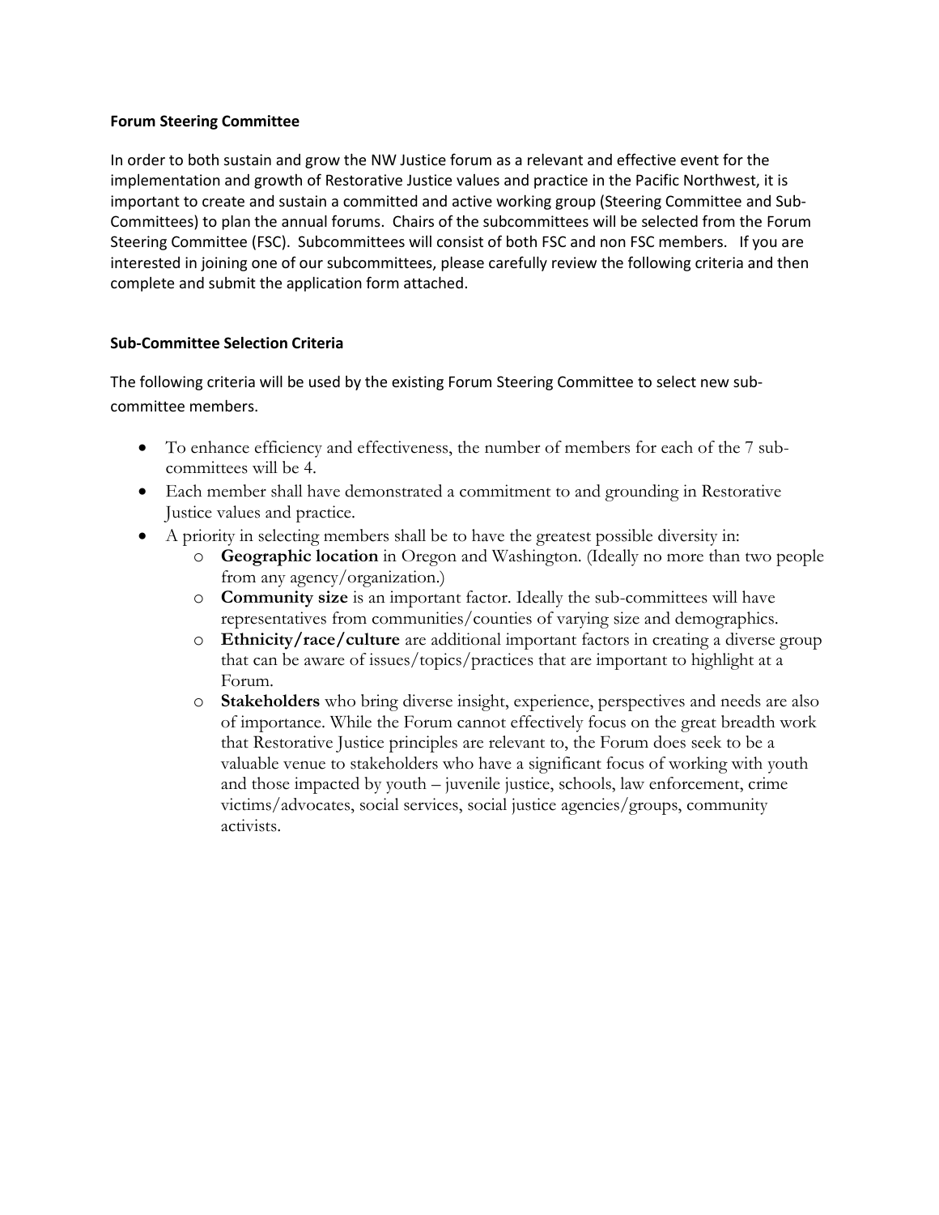**Forum Steering Committee**

In order to both sustain and grow the NW Justice forum as a relevant and effective event for the implementation and growth of Restorative Justice values and practice in the Pacific Northwest, it is important to create and sustain a committed and active working group (Steering Committee and Sub-Committees) to plan the annual forums. Chairs of the subcommittees will be selected from the Forum Steering Committee (FSC). Subcommittees will consist of both FSC and non FSC members. If you are interested in joining one of our subcommittees, please carefully review the following criteria and then complete and submit the application form attached.

**Sub-Committee Selection Criteria**

The following criteria will be used by the existing Forum Steering Committee to select new sub-committee members.

- To enhance efficiency and effectiveness, the number of members for each of the 7 sub-committees will be 4.
- Each member shall have demonstrated a commitment to and grounding in Restorative Justice values and practice.
- A priority in selecting members shall be to have the greatest possible diversity in:
    - **Geographic location** in Oregon and Washington. (Ideally no more than two people from any agency/organization.)
    - **Community size** is an important factor. Ideally the sub-committees will have representatives from communities/counties of varying size and demographics.
    - **Ethnicity/race/culture** are additional important factors in creating a diverse group that can be aware of issues/topics/practices that are important to highlight at a Forum.
    - **Stakeholders** who bring diverse insight, experience, perspectives and needs are also of importance. While the Forum cannot effectively focus on the great breadth work that Restorative Justice principles are relevant to, the Forum does seek to be a valuable venue to stakeholders who have a significant focus of working with youth and those impacted by youth – juvenile justice, schools, law enforcement, crime victims/advocates, social services, social justice agencies/groups, community activists.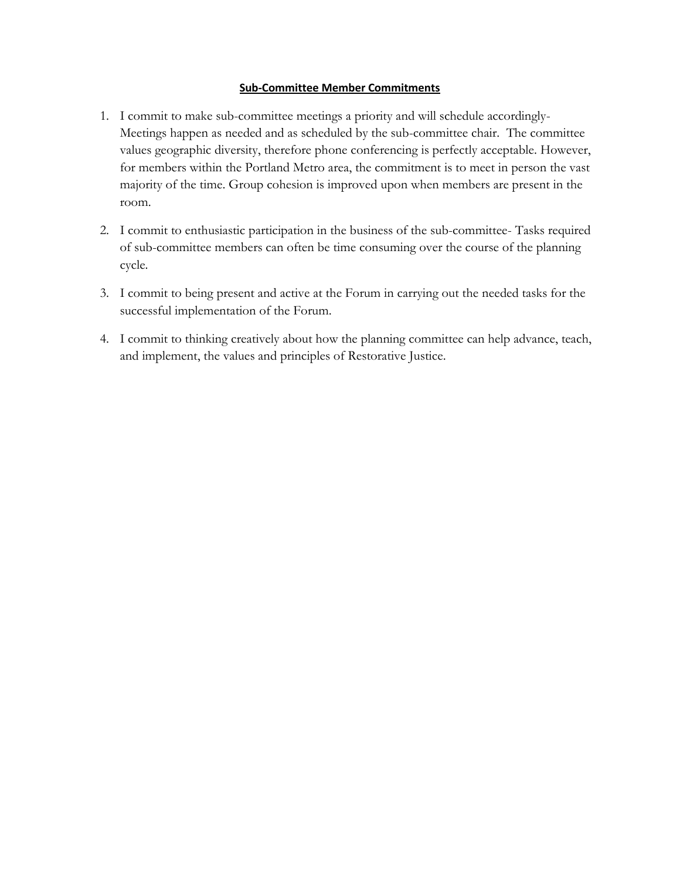**Sub-Committee Member Commitments**

1. I commit to make sub-committee meetings a priority and will schedule accordingly- Meetings happen as needed and as scheduled by the sub-committee chair. The committee values geographic diversity, therefore phone conferencing is perfectly acceptable. However, for members within the Portland Metro area, the commitment is to meet in person the vast majority of the time. Group cohesion is improved upon when members are present in the room.

2. I commit to enthusiastic participation in the business of the sub-committee- Tasks required of sub-committee members can often be time consuming over the course of the planning cycle.

3. I commit to being present and active at the Forum in carrying out the needed tasks for the successful implementation of the Forum.

4. I commit to thinking creatively about how the planning committee can help advance, teach, and implement, the values and principles of Restorative Justice.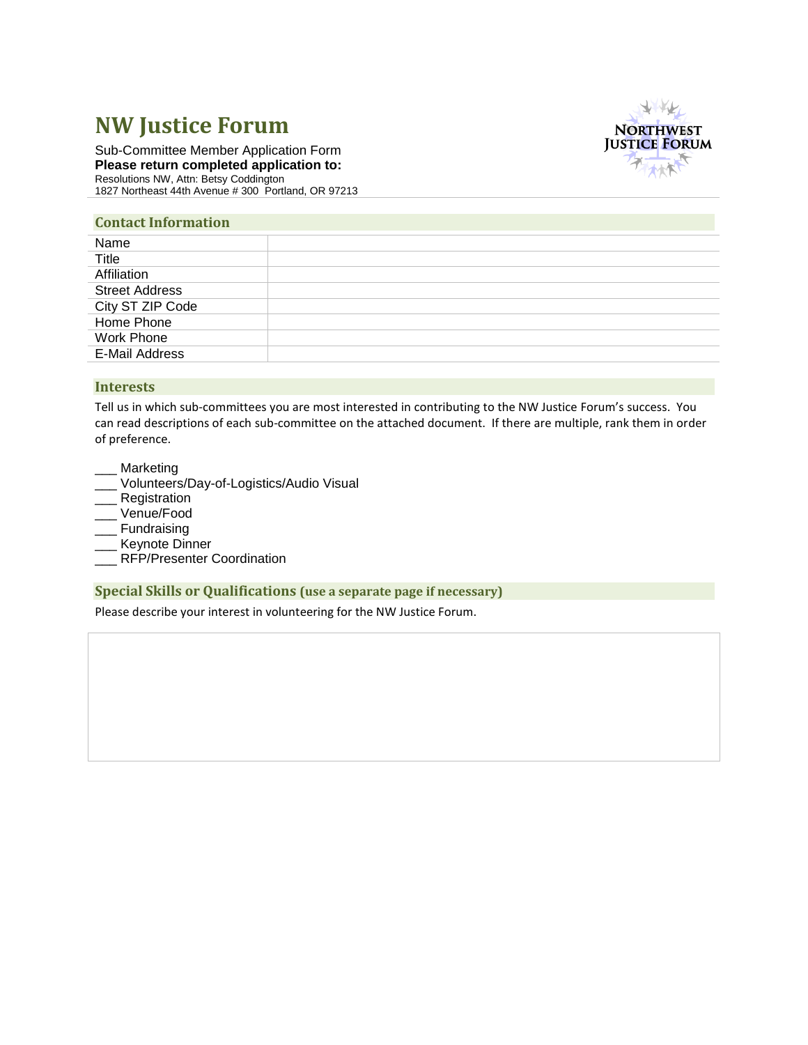# NW Justice Forum

Sub-Committee Member Application Form
**Please return completed application to:**
Resolutions NW, Attn: Betsy Coddington
1827 Northeast 44th Avenue # 300 Portland, OR 97213

## Contact Information

| | |
|---|---|
| Name | |
| Title | |
| Affiliation | |
| Street Address | |
| City ST ZIP Code | |
| Home Phone | |
| Work Phone | |
| E-Mail Address | |

## Interests

Tell us in which sub-committees you are most interested in contributing to the NW Justice Forum's success. You can read descriptions of each sub-committee on the attached document. If there are multiple, rank them in order of preference.

___ Marketing
___ Volunteers/Day-of-Logistics/Audio Visual
___ Registration
___ Venue/Food
___ Fundraising
___ Keynote Dinner
___ RFP/Presenter Coordination

## Special Skills or Qualifications (use a separate page if necessary)

Please describe your interest in volunteering for the NW Justice Forum.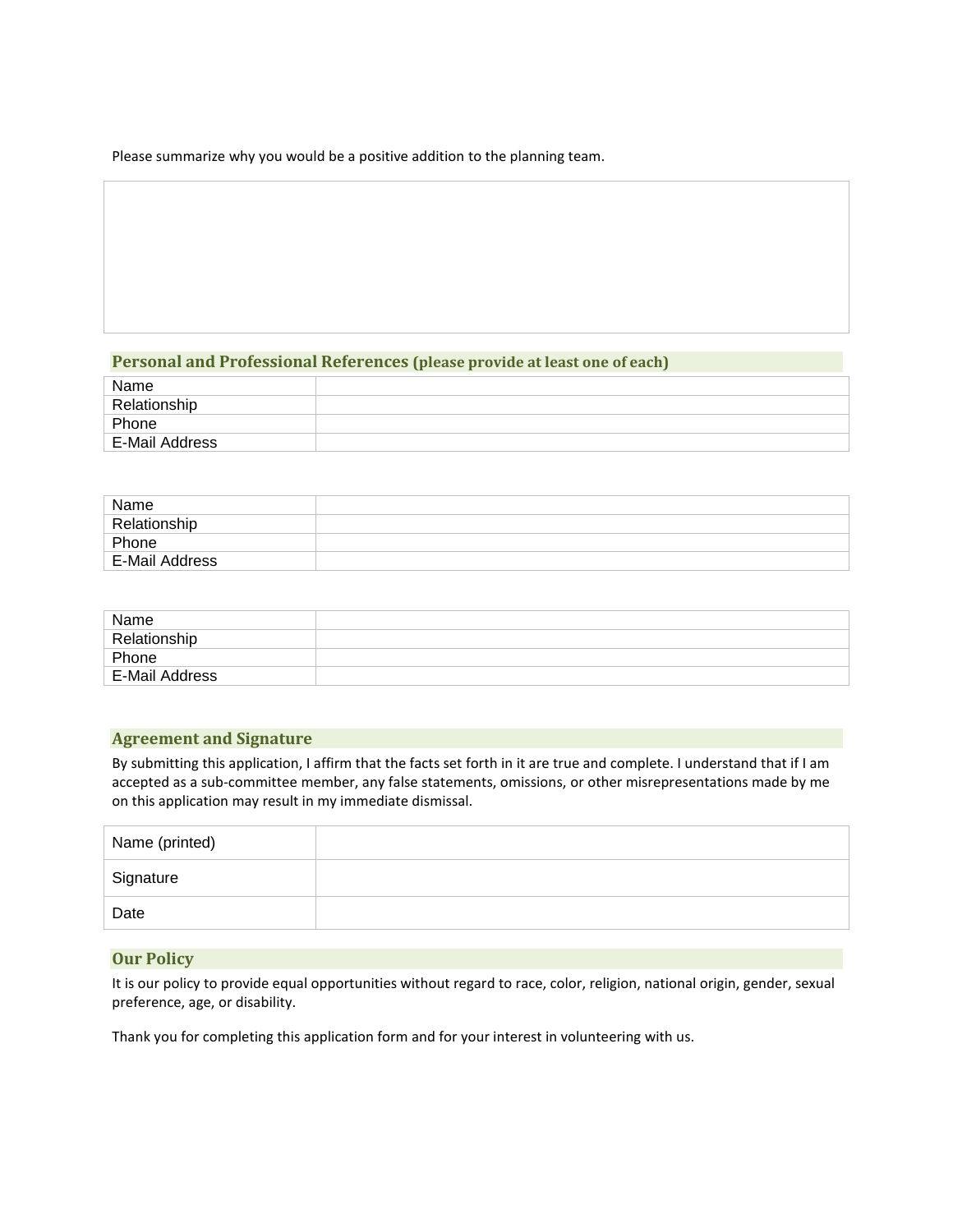Please summarize why you would be a positive addition to the planning team.

|   |
|---|
|   |

## Personal and Professional References (please provide at least one of each)

| | |
|---|---|
| Name | |
| Relationship | |
| Phone | |
| E-Mail Address | |

| | |
|---|---|
| Name | |
| Relationship | |
| Phone | |
| E-Mail Address | |

| | |
|---|---|
| Name | |
| Relationship | |
| Phone | |
| E-Mail Address | |

## Agreement and Signature

By submitting this application, I affirm that the facts set forth in it are true and complete. I understand that if I am accepted as a sub-committee member, any false statements, omissions, or other misrepresentations made by me on this application may result in my immediate dismissal.

| | |
|---|---|
| Name (printed) | |
| Signature | |
| Date | |

## Our Policy

It is our policy to provide equal opportunities without regard to race, color, religion, national origin, gender, sexual preference, age, or disability.

Thank you for completing this application form and for your interest in volunteering with us.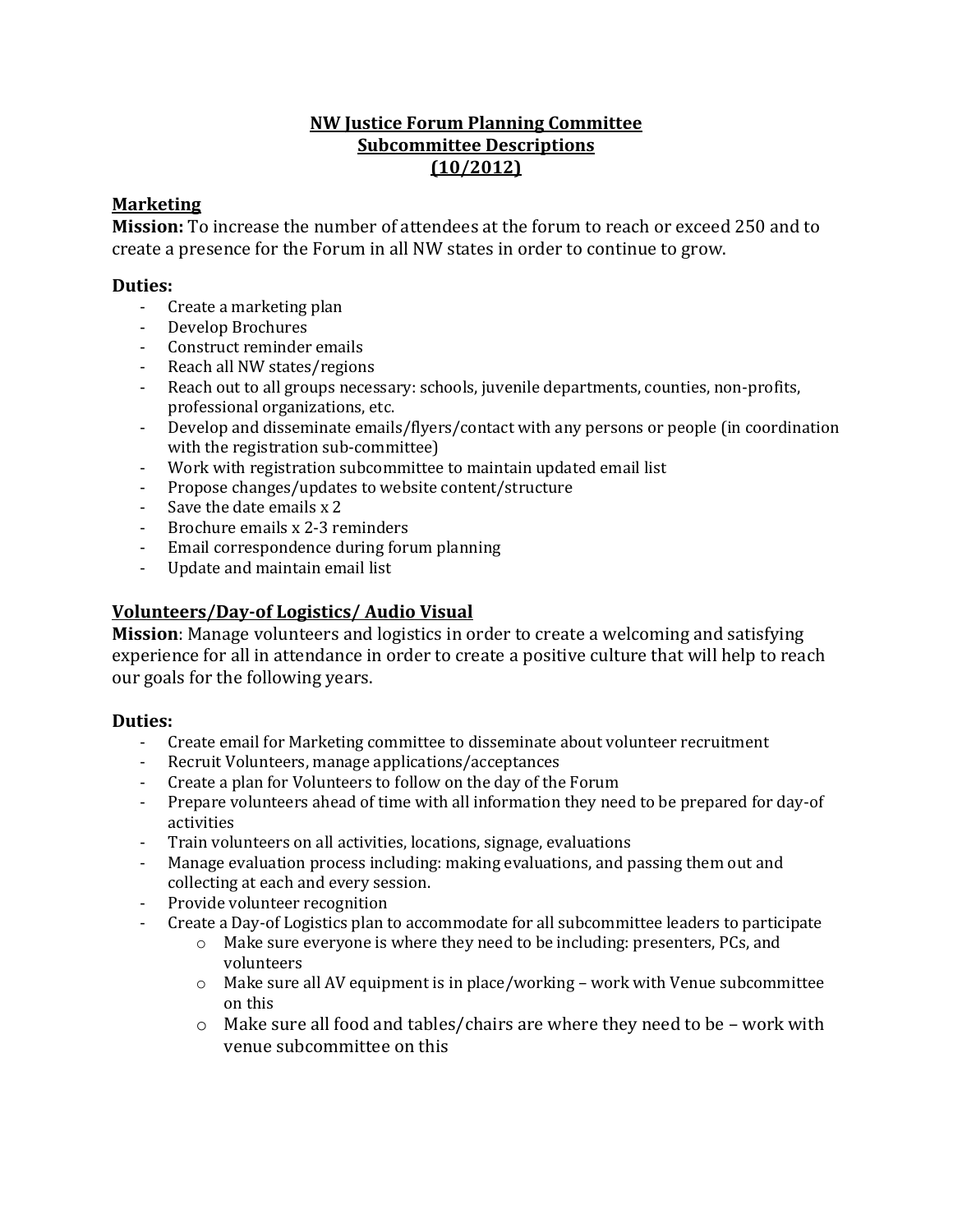# NW Justice Forum Planning Committee
# Subcommittee Descriptions
# (10/2012)

## Marketing

**Mission:** To increase the number of attendees at the forum to reach or exceed 250 and to create a presence for the Forum in all NW states in order to continue to grow.

**Duties:**

- Create a marketing plan
- Develop Brochures
- Construct reminder emails
- Reach all NW states/regions
- Reach out to all groups necessary: schools, juvenile departments, counties, non-profits, professional organizations, etc.
- Develop and disseminate emails/flyers/contact with any persons or people (in coordination with the registration sub-committee)
- Work with registration subcommittee to maintain updated email list
- Propose changes/updates to website content/structure
- Save the date emails x 2
- Brochure emails x 2-3 reminders
- Email correspondence during forum planning
- Update and maintain email list

## Volunteers/Day-of Logistics/ Audio Visual

**Mission**: Manage volunteers and logistics in order to create a welcoming and satisfying experience for all in attendance in order to create a positive culture that will help to reach our goals for the following years.

**Duties:**

- Create email for Marketing committee to disseminate about volunteer recruitment
- Recruit Volunteers, manage applications/acceptances
- Create a plan for Volunteers to follow on the day of the Forum
- Prepare volunteers ahead of time with all information they need to be prepared for day-of activities
- Train volunteers on all activities, locations, signage, evaluations
- Manage evaluation process including: making evaluations, and passing them out and collecting at each and every session.
- Provide volunteer recognition
- Create a Day-of Logistics plan to accommodate for all subcommittee leaders to participate
    - Make sure everyone is where they need to be including: presenters, PCs, and volunteers
    - Make sure all AV equipment is in place/working – work with Venue subcommittee on this
    - Make sure all food and tables/chairs are where they need to be – work with venue subcommittee on this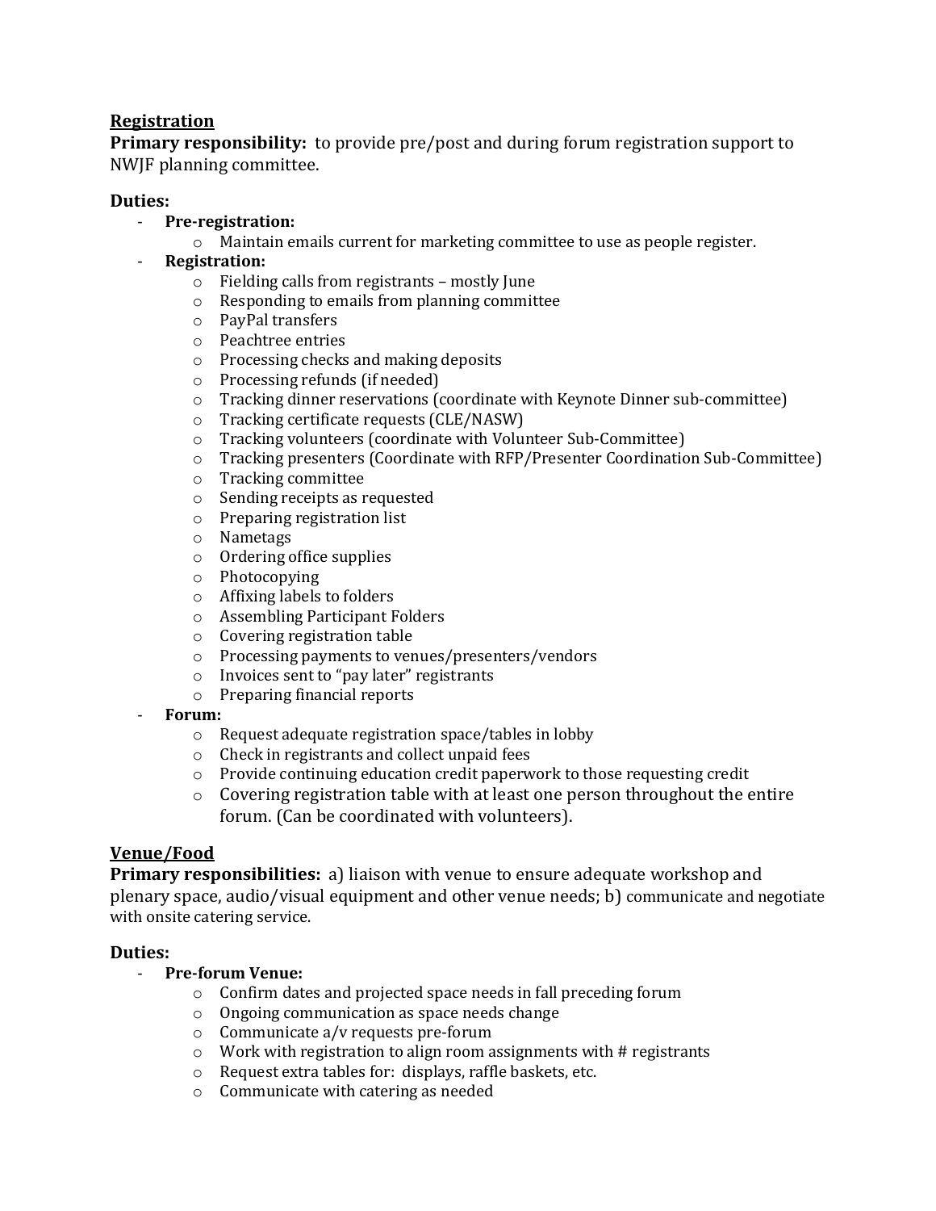**<u>Registration</u>**

**Primary responsibility:** to provide pre/post and during forum registration support to NWJF planning committee.

**Duties:**

- **Pre-registration:**
  - Maintain emails current for marketing committee to use as people register.
- **Registration:**
  - Fielding calls from registrants – mostly June
  - Responding to emails from planning committee
  - PayPal transfers
  - Peachtree entries
  - Processing checks and making deposits
  - Processing refunds (if needed)
  - Tracking dinner reservations (coordinate with Keynote Dinner sub-committee)
  - Tracking certificate requests (CLE/NASW)
  - Tracking volunteers (coordinate with Volunteer Sub-Committee)
  - Tracking presenters (Coordinate with RFP/Presenter Coordination Sub-Committee)
  - Tracking committee
  - Sending receipts as requested
  - Preparing registration list
  - Nametags
  - Ordering office supplies
  - Photocopying
  - Affixing labels to folders
  - Assembling Participant Folders
  - Covering registration table
  - Processing payments to venues/presenters/vendors
  - Invoices sent to "pay later" registrants
  - Preparing financial reports
- **Forum:**
  - Request adequate registration space/tables in lobby
  - Check in registrants and collect unpaid fees
  - Provide continuing education credit paperwork to those requesting credit
  - Covering registration table with at least one person throughout the entire forum. (Can be coordinated with volunteers).

**<u>Venue/Food</u>**

**Primary responsibilities:** a) liaison with venue to ensure adequate workshop and plenary space, audio/visual equipment and other venue needs; b) communicate and negotiate with onsite catering service.

**Duties:**

- **Pre-forum Venue:**
  - Confirm dates and projected space needs in fall preceding forum
  - Ongoing communication as space needs change
  - Communicate a/v requests pre-forum
  - Work with registration to align room assignments with # registrants
  - Request extra tables for: displays, raffle baskets, etc.
  - Communicate with catering as needed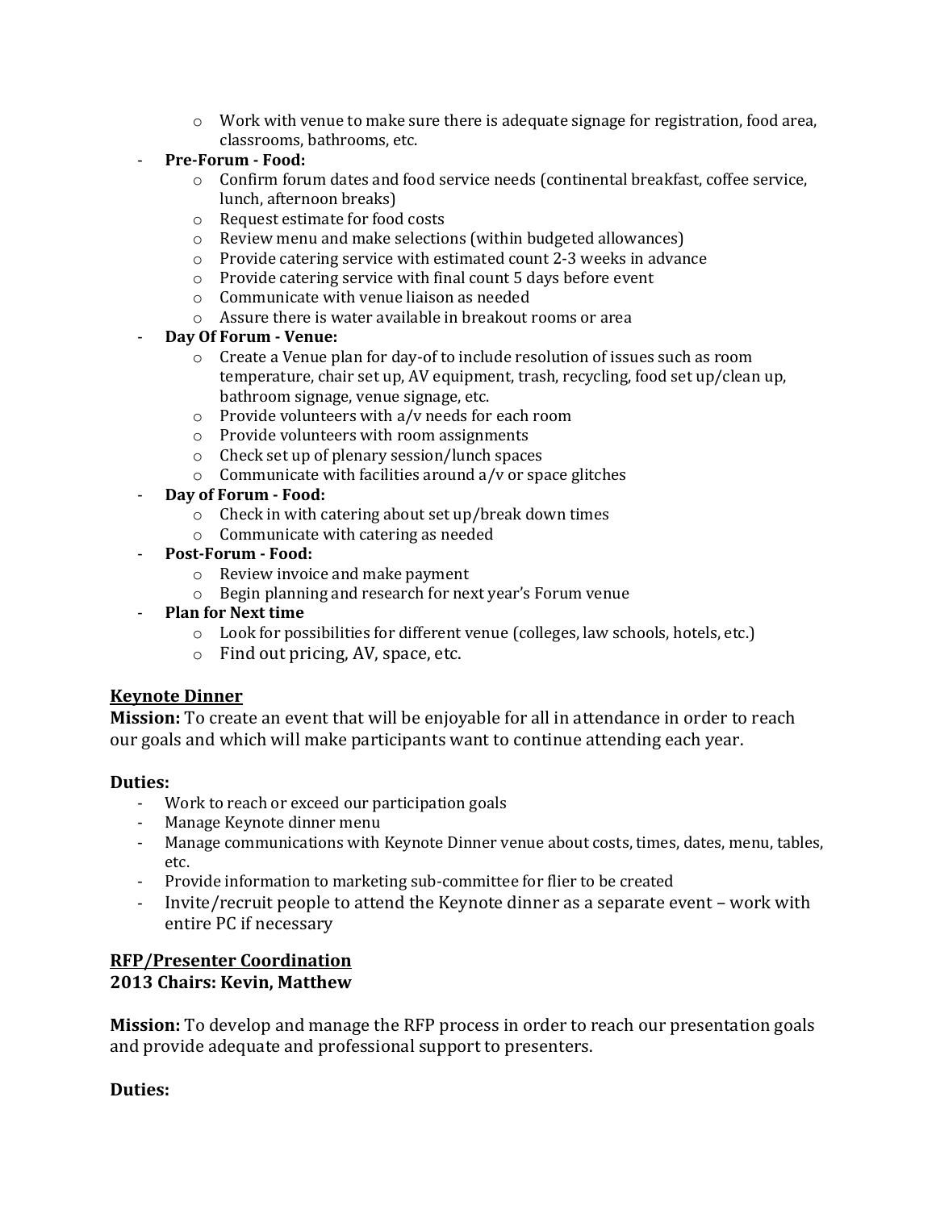- Work with venue to make sure there is adequate signage for registration, food area, classrooms, bathrooms, etc.
- **Pre-Forum - Food:**
    - Confirm forum dates and food service needs (continental breakfast, coffee service, lunch, afternoon breaks)
    - Request estimate for food costs
    - Review menu and make selections (within budgeted allowances)
    - Provide catering service with estimated count 2-3 weeks in advance
    - Provide catering service with final count 5 days before event
    - Communicate with venue liaison as needed
    - Assure there is water available in breakout rooms or area
- **Day Of Forum - Venue:**
    - Create a Venue plan for day-of to include resolution of issues such as room temperature, chair set up, AV equipment, trash, recycling, food set up/clean up, bathroom signage, venue signage, etc.
    - Provide volunteers with a/v needs for each room
    - Provide volunteers with room assignments
    - Check set up of plenary session/lunch spaces
    - Communicate with facilities around a/v or space glitches
- **Day of Forum - Food:**
    - Check in with catering about set up/break down times
    - Communicate with catering as needed
- **Post-Forum - Food:**
    - Review invoice and make payment
    - Begin planning and research for next year's Forum venue
- **Plan for Next time**
    - Look for possibilities for different venue (colleges, law schools, hotels, etc.)
    - Find out pricing, AV, space, etc.

**<u>Keynote Dinner</u>**

**Mission:** To create an event that will be enjoyable for all in attendance in order to reach our goals and which will make participants want to continue attending each year.

**Duties:**

- Work to reach or exceed our participation goals
- Manage Keynote dinner menu
- Manage communications with Keynote Dinner venue about costs, times, dates, menu, tables, etc.
- Provide information to marketing sub-committee for flier to be created
- Invite/recruit people to attend the Keynote dinner as a separate event – work with entire PC if necessary

**<u>RFP/Presenter Coordination</u>**
**2013 Chairs: Kevin, Matthew**

**Mission:** To develop and manage the RFP process in order to reach our presentation goals and provide adequate and professional support to presenters.

**Duties:**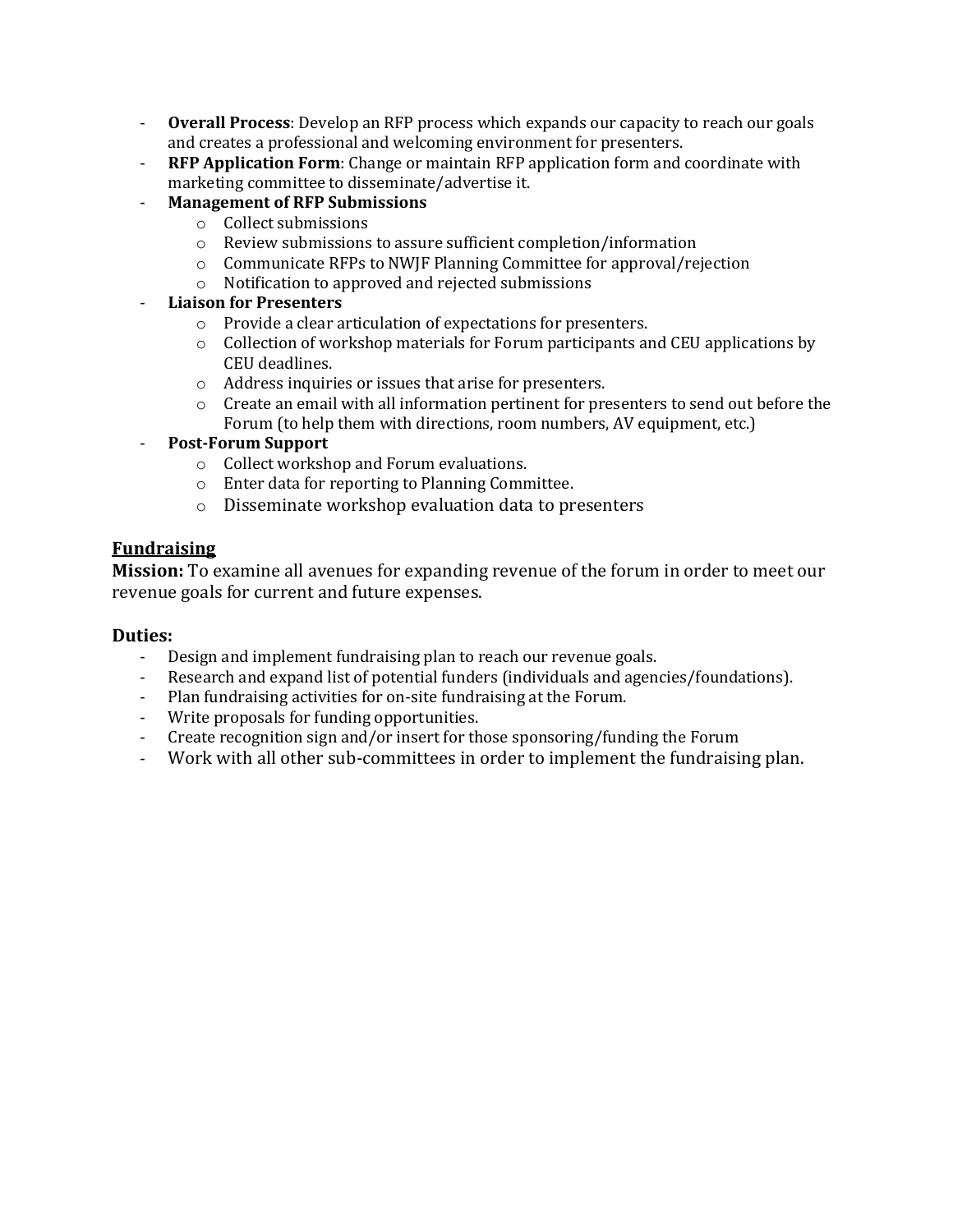- **Overall Process**: Develop an RFP process which expands our capacity to reach our goals and creates a professional and welcoming environment for presenters.
- **RFP Application Form**: Change or maintain RFP application form and coordinate with marketing committee to disseminate/advertise it.
- **Management of RFP Submissions**
    - Collect submissions
    - Review submissions to assure sufficient completion/information
    - Communicate RFPs to NWJF Planning Committee for approval/rejection
    - Notification to approved and rejected submissions
- **Liaison for Presenters**
    - Provide a clear articulation of expectations for presenters.
    - Collection of workshop materials for Forum participants and CEU applications by CEU deadlines.
    - Address inquiries or issues that arise for presenters.
    - Create an email with all information pertinent for presenters to send out before the Forum (to help them with directions, room numbers, AV equipment, etc.)
- **Post-Forum Support**
    - Collect workshop and Forum evaluations.
    - Enter data for reporting to Planning Committee.
    - Disseminate workshop evaluation data to presenters

## <u>Fundraising</u>

**Mission:** To examine all avenues for expanding revenue of the forum in order to meet our revenue goals for current and future expenses.

**Duties:**

- Design and implement fundraising plan to reach our revenue goals.
- Research and expand list of potential funders (individuals and agencies/foundations).
- Plan fundraising activities for on-site fundraising at the Forum.
- Write proposals for funding opportunities.
- Create recognition sign and/or insert for those sponsoring/funding the Forum
- Work with all other sub-committees in order to implement the fundraising plan.